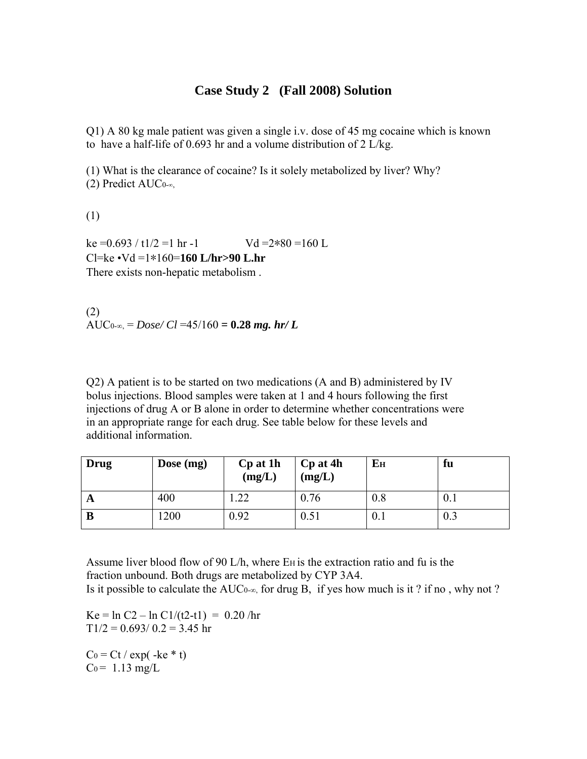# Case Study 2 (Fall 2008) Solution

Q1) A 80 kg male patient was given a single i.v. dose of 45 mg cocaine which is known to have a half-life of 0.693 hr and a volume distribution of 2 L/kg.

(1) What is the clearance of cocaine? Is it solely metabolized by liver? Why?
(2) Predict $AUC_{0-\infty}$,

(1)

$k_e = 0.693 / t_{1/2} = 1 \text{ hr}^{-1}$ $\qquad$ $V_d = 2*80 = 160$ L
$Cl = k_e \cdot V_d = 1*160 =$ **160 L/hr>90 L.hr**
There exists non-hepatic metabolism .

(2)
$AUC_{0-\infty}$, = *Dose/ Cl* =45/160 **= 0.28** ***mg. hr/ L***

Q2) A patient is to be started on two medications (A and B) administered by IV bolus injections. Blood samples were taken at 1 and 4 hours following the first injections of drug A or B alone in order to determine whether concentrations were in an appropriate range for each drug. See table below for these levels and additional information.

| **Drug** | **Dose (mg)** | **Cp at 1h (mg/L)** | **Cp at 4h (mg/L)** | **$E_H$** | **fu** |
|---|---|---|---|---|---|
| **A** | 400 | 1.22 | 0.76 | 0.8 | 0.1 |
| **B** | 1200 | 0.92 | 0.51 | 0.1 | 0.3 |

Assume liver blood flow of 90 L/h, where $E_H$ is the extraction ratio and fu is the fraction unbound. Both drugs are metabolized by CYP 3A4.
Is it possible to calculate the $AUC_{0-\infty}$, for drug B, if yes how much is it ? if no , why not ?

$Ke = \ln C2 - \ln C1/(t2-t1) = 0.20$ /hr
$T1/2 = 0.693/ 0.2 = 3.45$ hr

$C_0 = Ct / \exp( -ke * t)$
$C_0 = 1.13$ mg/L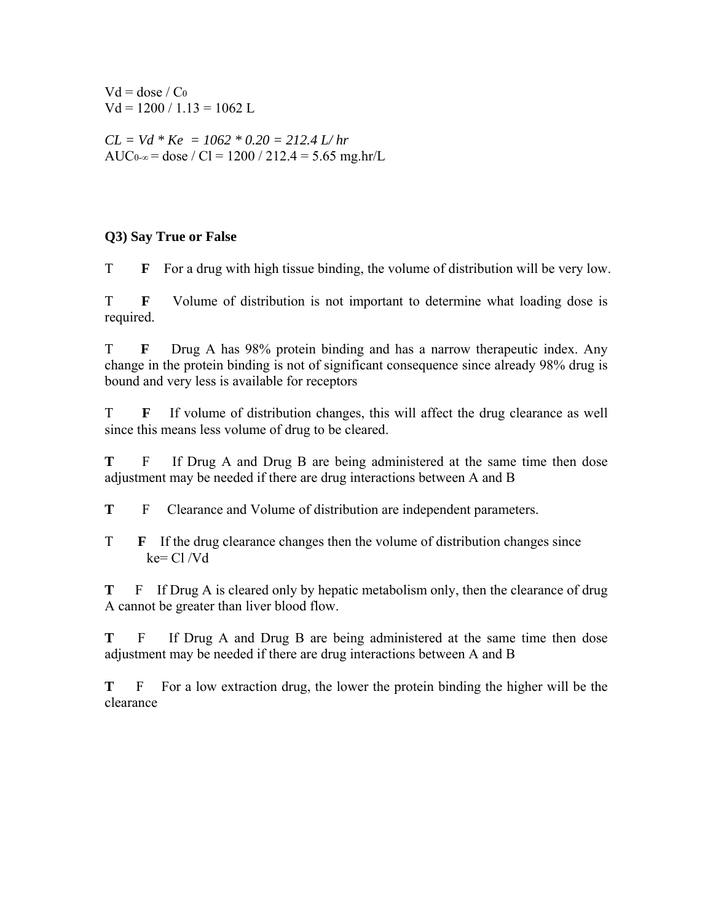$Vd = dose / C_0$
$Vd = 1200 / 1.13 = 1062$ L

*$CL = Vd * Ke = 1062 * 0.20 = 212.4$ L/ hr*
$AUC_{0-\infty} = dose / Cl = 1200 / 212.4 = 5.65$ mg.hr/L

**Q3) Say True or False**

T **F** For a drug with high tissue binding, the volume of distribution will be very low.

T **F** Volume of distribution is not important to determine what loading dose is required.

T **F** Drug A has 98% protein binding and has a narrow therapeutic index. Any change in the protein binding is not of significant consequence since already 98% drug is bound and very less is available for receptors

T **F** If volume of distribution changes, this will affect the drug clearance as well since this means less volume of drug to be cleared.

**T** F If Drug A and Drug B are being administered at the same time then dose adjustment may be needed if there are drug interactions between A and B

**T** F Clearance and Volume of distribution are independent parameters.

T **F** If the drug clearance changes then the volume of distribution changes since $ke = Cl / Vd$

**T** F If Drug A is cleared only by hepatic metabolism only, then the clearance of drug A cannot be greater than liver blood flow.

**T** F If Drug A and Drug B are being administered at the same time then dose adjustment may be needed if there are drug interactions between A and B

**T** F For a low extraction drug, the lower the protein binding the higher will be the clearance